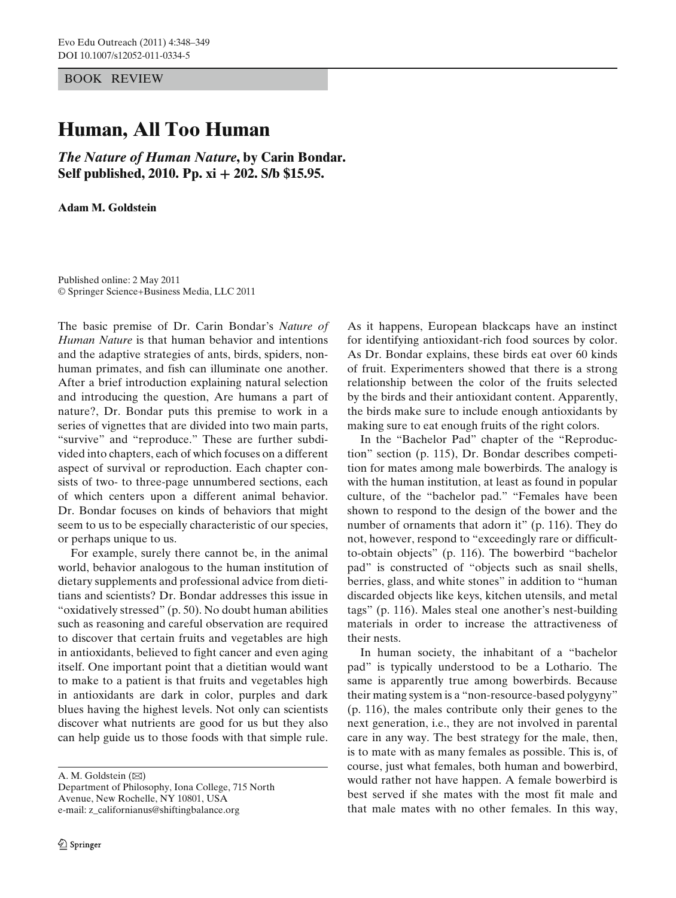BOOK REVIEW

# Human, All Too Human

***The Nature of Human Nature*, by Carin Bondar. Self published, 2010. Pp. xi + 202. S/b $15.95.**

**Adam M. Goldstein**

Published online: 2 May 2011
© Springer Science+Business Media, LLC 2011

The basic premise of Dr. Carin Bondar's *Nature of Human Nature* is that human behavior and intentions and the adaptive strategies of ants, birds, spiders, non-human primates, and fish can illuminate one another. After a brief introduction explaining natural selection and introducing the question, Are humans a part of nature?, Dr. Bondar puts this premise to work in a series of vignettes that are divided into two main parts, "survive" and "reproduce." These are further subdivided into chapters, each of which focuses on a different aspect of survival or reproduction. Each chapter consists of two- to three-page unnumbered sections, each of which centers upon a different animal behavior. Dr. Bondar focuses on kinds of behaviors that might seem to us to be especially characteristic of our species, or perhaps unique to us.

For example, surely there cannot be, in the animal world, behavior analogous to the human institution of dietary supplements and professional advice from dietitians and scientists? Dr. Bondar addresses this issue in "oxidatively stressed" (p. 50). No doubt human abilities such as reasoning and careful observation are required to discover that certain fruits and vegetables are high in antioxidants, believed to fight cancer and even aging itself. One important point that a dietitian would want to make to a patient is that fruits and vegetables high in antioxidants are dark in color, purples and dark blues having the highest levels. Not only can scientists discover what nutrients are good for us but they also can help guide us to those foods with that simple rule.

A. M. Goldstein (✉)
Department of Philosophy, Iona College, 715 North Avenue, New Rochelle, NY 10801, USA
e-mail: z_californianus@shiftingbalance.org

As it happens, European blackcaps have an instinct for identifying antioxidant-rich food sources by color. As Dr. Bondar explains, these birds eat over 60 kinds of fruit. Experimenters showed that there is a strong relationship between the color of the fruits selected by the birds and their antioxidant content. Apparently, the birds make sure to include enough antioxidants by making sure to eat enough fruits of the right colors.

In the "Bachelor Pad" chapter of the "Reproduction" section (p. 115), Dr. Bondar describes competition for mates among male bowerbirds. The analogy is with the human institution, at least as found in popular culture, of the "bachelor pad." "Females have been shown to respond to the design of the bower and the number of ornaments that adorn it" (p. 116). They do not, however, respond to "exceedingly rare or difficult-to-obtain objects" (p. 116). The bowerbird "bachelor pad" is constructed of "objects such as snail shells, berries, glass, and white stones" in addition to "human discarded objects like keys, kitchen utensils, and metal tags" (p. 116). Males steal one another's nest-building materials in order to increase the attractiveness of their nests.

In human society, the inhabitant of a "bachelor pad" is typically understood to be a Lothario. The same is apparently true among bowerbirds. Because their mating system is a "non-resource-based polygyny" (p. 116), the males contribute only their genes to the next generation, i.e., they are not involved in parental care in any way. The best strategy for the male, then, is to mate with as many females as possible. This is, of course, just what females, both human and bowerbird, would rather not have happen. A female bowerbird is best served if she mates with the most fit male and that male mates with no other females. In this way,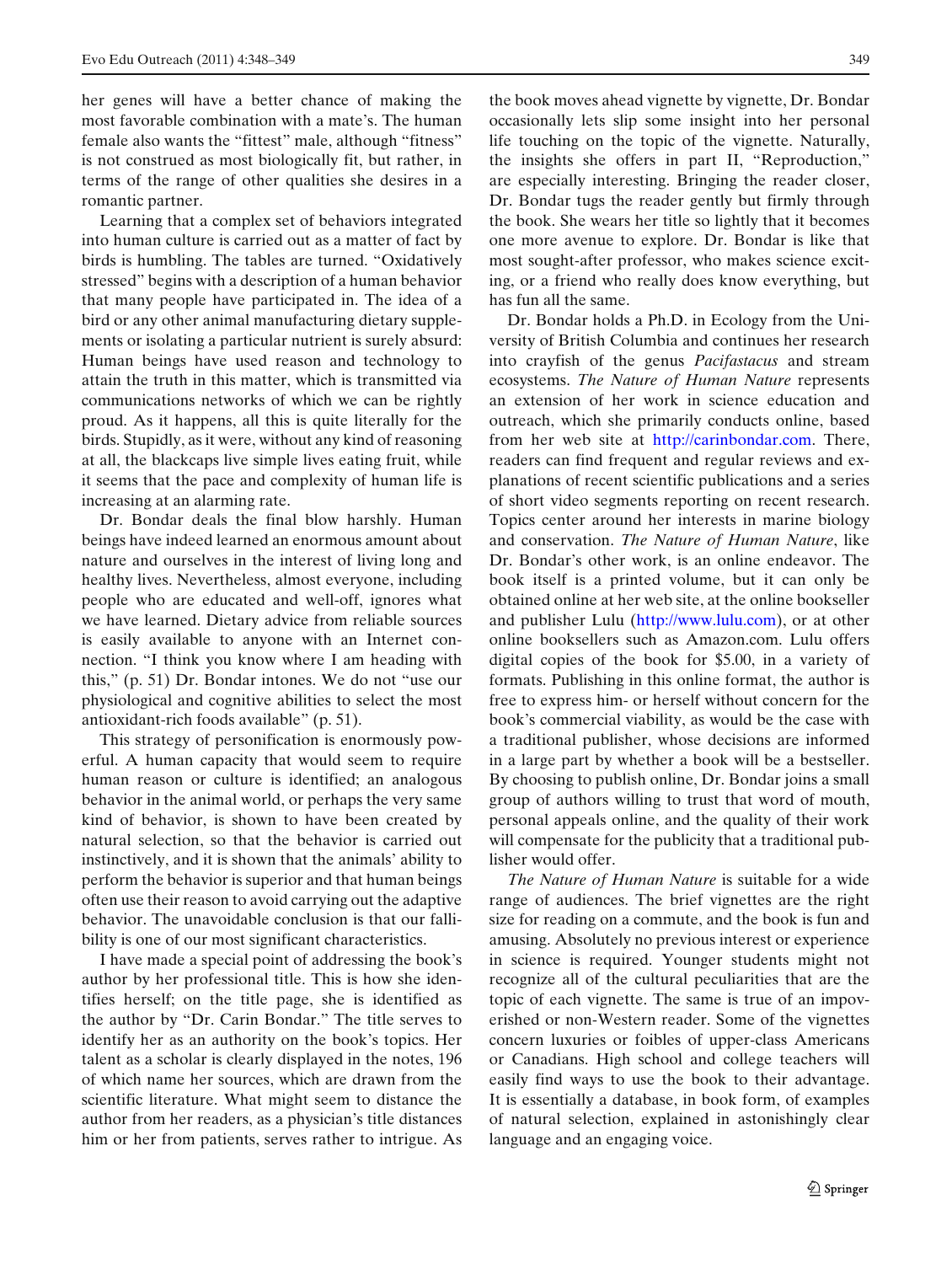her genes will have a better chance of making the most favorable combination with a mate's. The human female also wants the "fittest" male, although "fitness" is not construed as most biologically fit, but rather, in terms of the range of other qualities she desires in a romantic partner.

Learning that a complex set of behaviors integrated into human culture is carried out as a matter of fact by birds is humbling. The tables are turned. "Oxidatively stressed" begins with a description of a human behavior that many people have participated in. The idea of a bird or any other animal manufacturing dietary supplements or isolating a particular nutrient is surely absurd: Human beings have used reason and technology to attain the truth in this matter, which is transmitted via communications networks of which we can be rightly proud. As it happens, all this is quite literally for the birds. Stupidly, as it were, without any kind of reasoning at all, the blackcaps live simple lives eating fruit, while it seems that the pace and complexity of human life is increasing at an alarming rate.

Dr. Bondar deals the final blow harshly. Human beings have indeed learned an enormous amount about nature and ourselves in the interest of living long and healthy lives. Nevertheless, almost everyone, including people who are educated and well-off, ignores what we have learned. Dietary advice from reliable sources is easily available to anyone with an Internet connection. "I think you know where I am heading with this," (p. 51) Dr. Bondar intones. We do not "use our physiological and cognitive abilities to select the most antioxidant-rich foods available" (p. 51).

This strategy of personification is enormously powerful. A human capacity that would seem to require human reason or culture is identified; an analogous behavior in the animal world, or perhaps the very same kind of behavior, is shown to have been created by natural selection, so that the behavior is carried out instinctively, and it is shown that the animals' ability to perform the behavior is superior and that human beings often use their reason to avoid carrying out the adaptive behavior. The unavoidable conclusion is that our fallibility is one of our most significant characteristics.

I have made a special point of addressing the book's author by her professional title. This is how she identifies herself; on the title page, she is identified as the author by "Dr. Carin Bondar." The title serves to identify her as an authority on the book's topics. Her talent as a scholar is clearly displayed in the notes, 196 of which name her sources, which are drawn from the scientific literature. What might seem to distance the author from her readers, as a physician's title distances him or her from patients, serves rather to intrigue. As the book moves ahead vignette by vignette, Dr. Bondar occasionally lets slip some insight into her personal life touching on the topic of the vignette. Naturally, the insights she offers in part II, "Reproduction," are especially interesting. Bringing the reader closer, Dr. Bondar tugs the reader gently but firmly through the book. She wears her title so lightly that it becomes one more avenue to explore. Dr. Bondar is like that most sought-after professor, who makes science exciting, or a friend who really does know everything, but has fun all the same.

Dr. Bondar holds a Ph.D. in Ecology from the University of British Columbia and continues her research into crayfish of the genus *Pacifastacus* and stream ecosystems. *The Nature of Human Nature* represents an extension of her work in science education and outreach, which she primarily conducts online, based from her web site at http://carinbondar.com. There, readers can find frequent and regular reviews and explanations of recent scientific publications and a series of short video segments reporting on recent research. Topics center around her interests in marine biology and conservation. *The Nature of Human Nature*, like Dr. Bondar's other work, is an online endeavor. The book itself is a printed volume, but it can only be obtained online at her web site, at the online bookseller and publisher Lulu (http://www.lulu.com), or at other online booksellers such as Amazon.com. Lulu offers digital copies of the book for $5.00, in a variety of formats. Publishing in this online format, the author is free to express him- or herself without concern for the book's commercial viability, as would be the case with a traditional publisher, whose decisions are informed in a large part by whether a book will be a bestseller. By choosing to publish online, Dr. Bondar joins a small group of authors willing to trust that word of mouth, personal appeals online, and the quality of their work will compensate for the publicity that a traditional publisher would offer.

*The Nature of Human Nature* is suitable for a wide range of audiences. The brief vignettes are the right size for reading on a commute, and the book is fun and amusing. Absolutely no previous interest or experience in science is required. Younger students might not recognize all of the cultural peculiarities that are the topic of each vignette. The same is true of an impoverished or non-Western reader. Some of the vignettes concern luxuries or foibles of upper-class Americans or Canadians. High school and college teachers will easily find ways to use the book to their advantage. It is essentially a database, in book form, of examples of natural selection, explained in astonishingly clear language and an engaging voice.